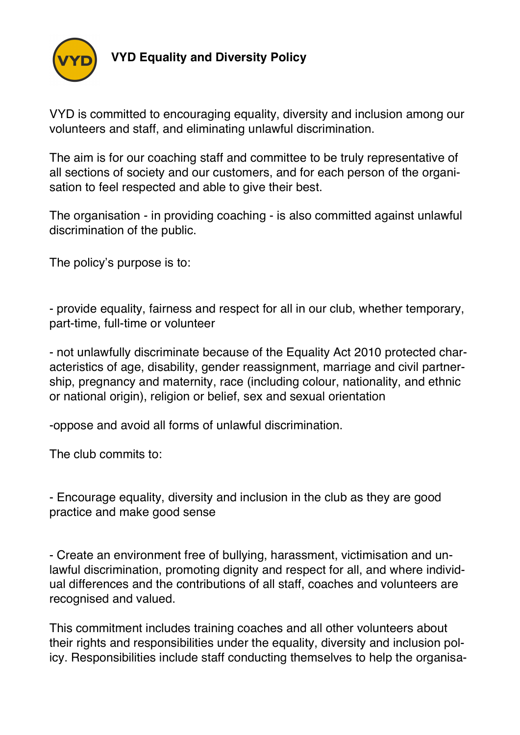# VYD Equality and Diversity Policy

VYD is committed to encouraging equality, diversity and inclusion among our volunteers and staff, and eliminating unlawful discrimination.

The aim is for our coaching staff and committee to be truly representative of all sections of society and our customers, and for each person of the organisation to feel respected and able to give their best.

The organisation - in providing coaching - is also committed against unlawful discrimination of the public.

The policy's purpose is to:

- provide equality, fairness and respect for all in our club, whether temporary, part-time, full-time or volunteer

- not unlawfully discriminate because of the Equality Act 2010 protected characteristics of age, disability, gender reassignment, marriage and civil partnership, pregnancy and maternity, race (including colour, nationality, and ethnic or national origin), religion or belief, sex and sexual orientation

- oppose and avoid all forms of unlawful discrimination.

The club commits to:

- Encourage equality, diversity and inclusion in the club as they are good practice and make good sense

- Create an environment free of bullying, harassment, victimisation and unlawful discrimination, promoting dignity and respect for all, and where individual differences and the contributions of all staff, coaches and volunteers are recognised and valued.

This commitment includes training coaches and all other volunteers about their rights and responsibilities under the equality, diversity and inclusion policy. Responsibilities include staff conducting themselves to help the organisa-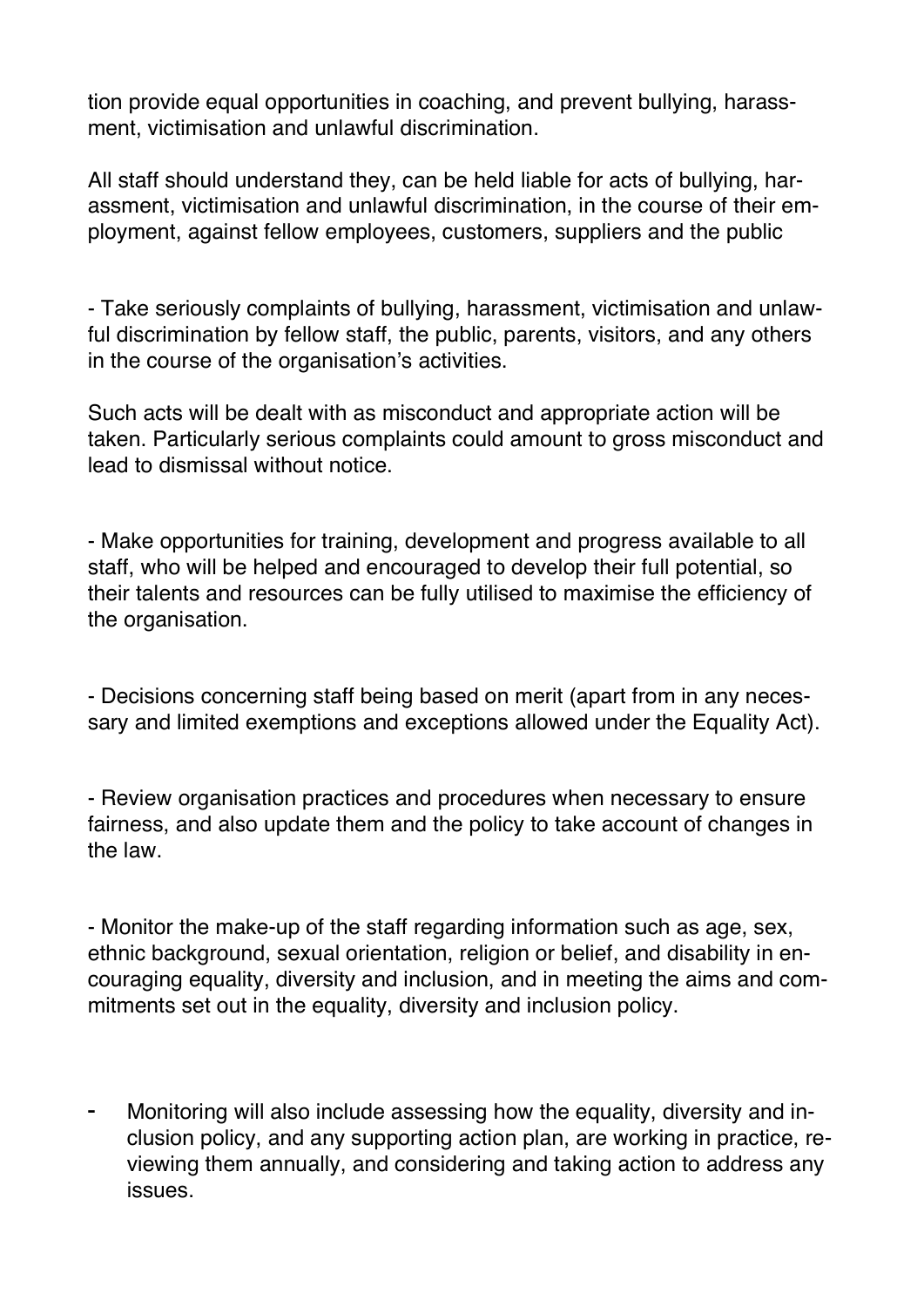tion provide equal opportunities in coaching, and prevent bullying, harassment, victimisation and unlawful discrimination.

All staff should understand they, can be held liable for acts of bullying, harassment, victimisation and unlawful discrimination, in the course of their employment, against fellow employees, customers, suppliers and the public

- Take seriously complaints of bullying, harassment, victimisation and unlawful discrimination by fellow staff, the public, parents, visitors, and any others in the course of the organisation's activities.

Such acts will be dealt with as misconduct and appropriate action will be taken. Particularly serious complaints could amount to gross misconduct and lead to dismissal without notice.

- Make opportunities for training, development and progress available to all staff, who will be helped and encouraged to develop their full potential, so their talents and resources can be fully utilised to maximise the efficiency of the organisation.

- Decisions concerning staff being based on merit (apart from in any necessary and limited exemptions and exceptions allowed under the Equality Act).

- Review organisation practices and procedures when necessary to ensure fairness, and also update them and the policy to take account of changes in the law.

- Monitor the make-up of the staff regarding information such as age, sex, ethnic background, sexual orientation, religion or belief, and disability in encouraging equality, diversity and inclusion, and in meeting the aims and commitments set out in the equality, diversity and inclusion policy.

- Monitoring will also include assessing how the equality, diversity and inclusion policy, and any supporting action plan, are working in practice, reviewing them annually, and considering and taking action to address any issues.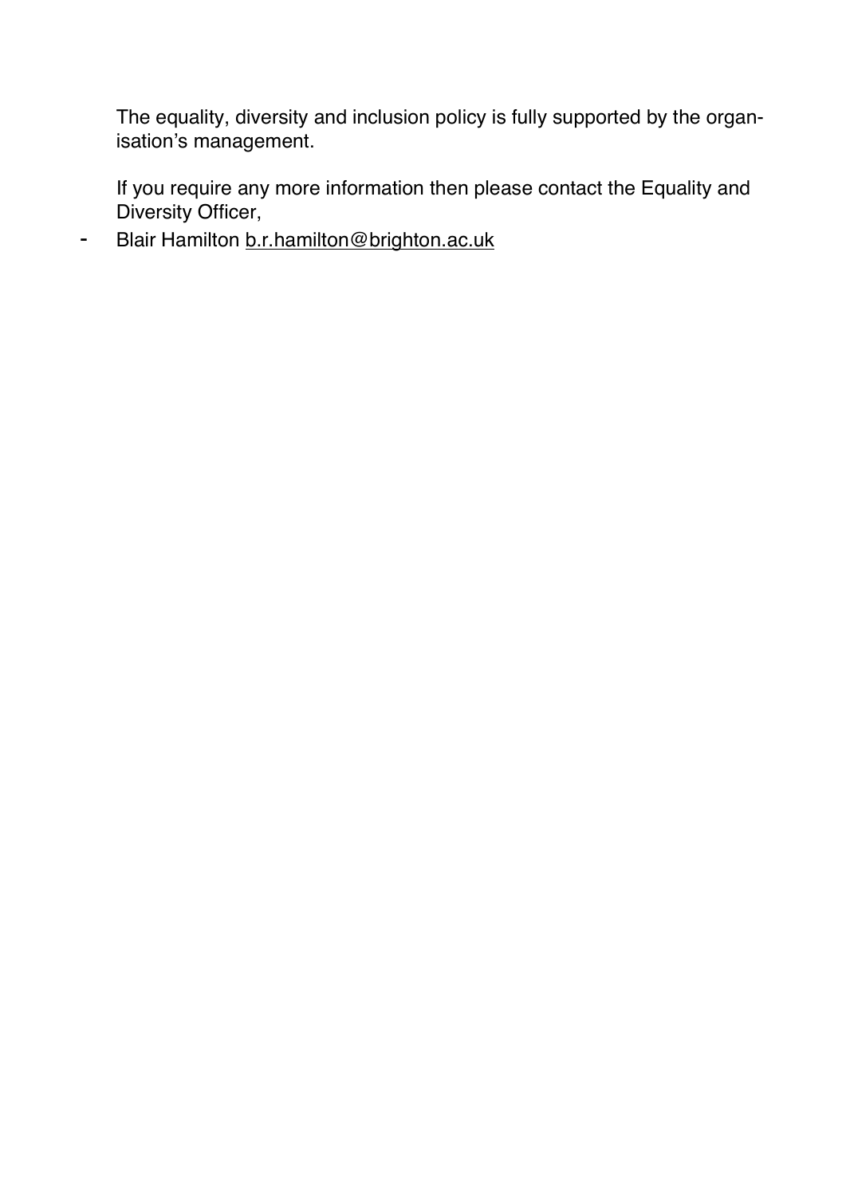The equality, diversity and inclusion policy is fully supported by the organisation's management.

If you require any more information then please contact the Equality and Diversity Officer,

- Blair Hamilton b.r.hamilton@brighton.ac.uk